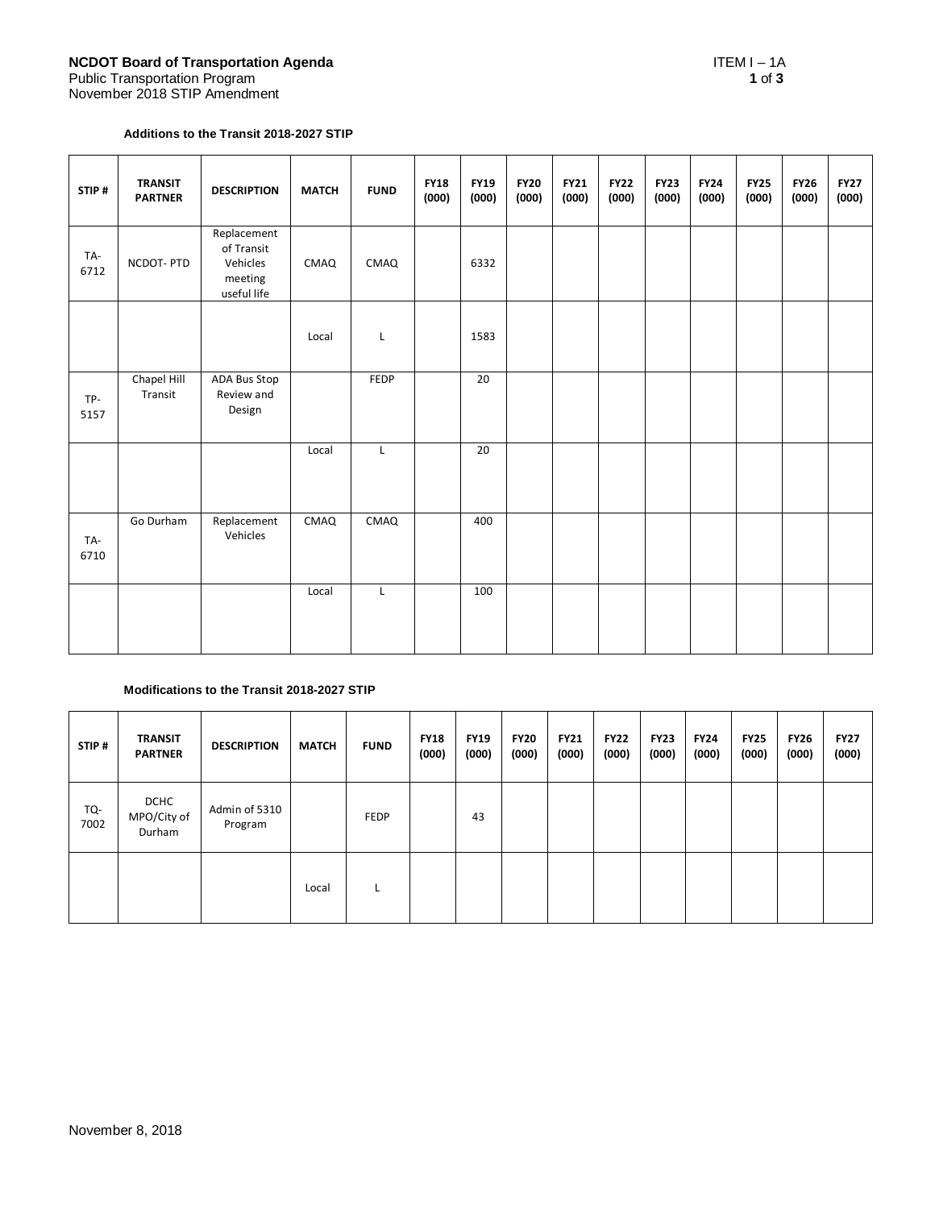**NCDOT Board of Transportation Agenda**
Public Transportation Program
November 2018 STIP Amendment

ITEM I – 1A

#### Additions to the Transit 2018-2027 STIP

| STIP # | TRANSIT PARTNER | DESCRIPTION | MATCH | FUND | FY18 (000) | FY19 (000) | FY20 (000) | FY21 (000) | FY22 (000) | FY23 (000) | FY24 (000) | FY25 (000) | FY26 (000) | FY27 (000) |
|---|---|---|---|---|---|---|---|---|---|---|---|---|---|---|
| TA-6712 | NCDOT- PTD | Replacement of Transit Vehicles meeting useful life | CMAQ | CMAQ | | 6332 | | | | | | | | |
| | | | Local | L | | 1583 | | | | | | | | |
| TP-5157 | Chapel Hill Transit | ADA Bus Stop Review and Design | | FEDP | | 20 | | | | | | | | |
| | | | Local | L | | 20 | | | | | | | | |
| TA-6710 | Go Durham | Replacement Vehicles | CMAQ | CMAQ | | 400 | | | | | | | | |
| | | | Local | L | | 100 | | | | | | | | |

#### Modifications to the Transit 2018-2027 STIP

| STIP # | TRANSIT PARTNER | DESCRIPTION | MATCH | FUND | FY18 (000) | FY19 (000) | FY20 (000) | FY21 (000) | FY22 (000) | FY23 (000) | FY24 (000) | FY25 (000) | FY26 (000) | FY27 (000) |
|---|---|---|---|---|---|---|---|---|---|---|---|---|---|---|
| TQ-7002 | DCHC MPO/City of Durham | Admin of 5310 Program | | FEDP | | 43 | | | | | | | | |
| | | | Local | L | | | | | | | | | | |

November 8, 2018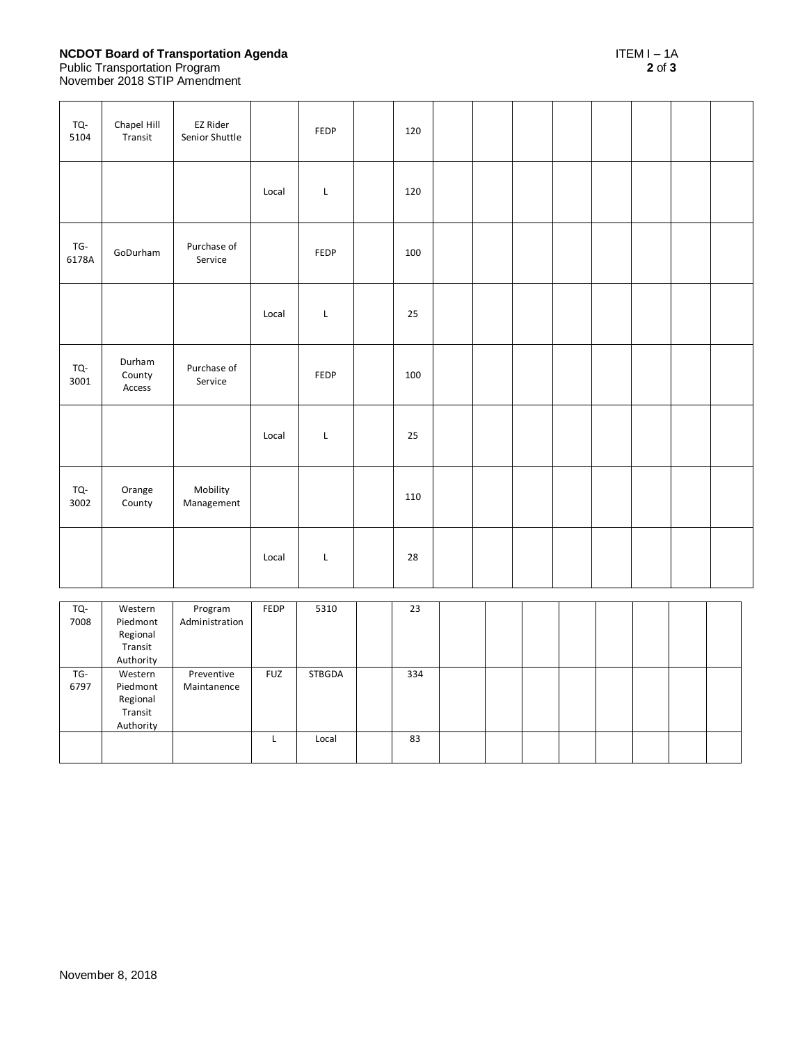| | | | | | | | | | | | | | | |
|---|---|---|---|---|---|---|---|---|---|---|---|---|---|---|
| TQ-5104 | Chapel Hill Transit | EZ Rider Senior Shuttle | | FEDP | | 120 | | | | | | | | |
| | | | Local | L | | 120 | | | | | | | | |
| TG-6178A | GoDurham | Purchase of Service | | FEDP | | 100 | | | | | | | | |
| | | | Local | L | | 25 | | | | | | | | |
| TQ-3001 | Durham County Access | Purchase of Service | | FEDP | | 100 | | | | | | | | |
| | | | Local | L | | 25 | | | | | | | | |
| TQ-3002 | Orange County | Mobility Management | | | | 110 | | | | | | | | |
| | | | Local | L | | 28 | | | | | | | | |

| | | | | | | | | | | | | | | |
|---|---|---|---|---|---|---|---|---|---|---|---|---|---|---|
| TQ-7008 | Western Piedmont Regional Transit Authority | Program Administration | FEDP | 5310 | | 23 | | | | | | | | |
| TG-6797 | Western Piedmont Regional Transit Authority | Preventive Maintanence | FUZ | STBGDA | | 334 | | | | | | | | |
| | | | L | Local | | 83 | | | | | | | | |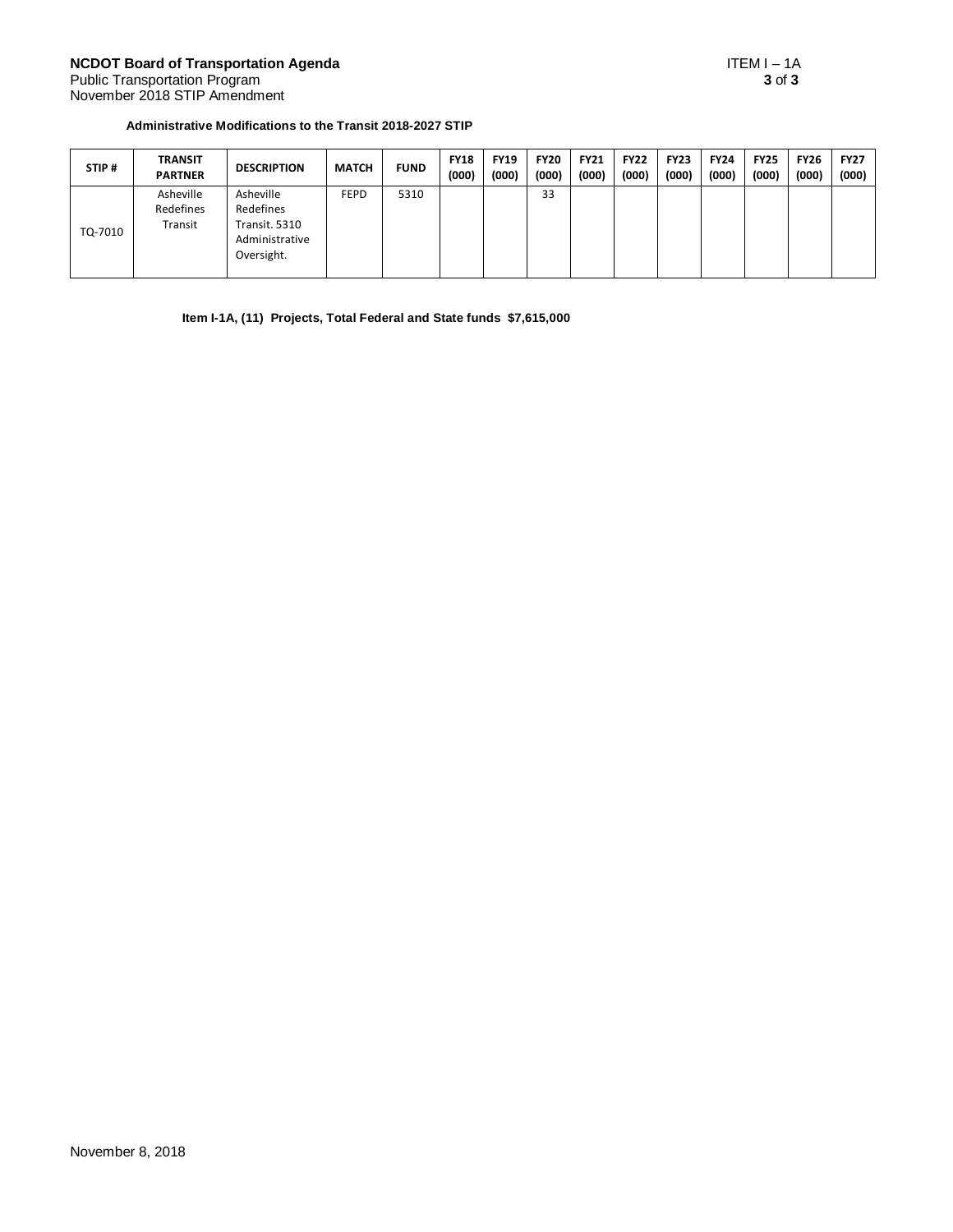**Administrative Modifications to the Transit 2018-2027 STIP**

| STIP # | TRANSIT PARTNER | DESCRIPTION | MATCH | FUND | FY18 (000) | FY19 (000) | FY20 (000) | FY21 (000) | FY22 (000) | FY23 (000) | FY24 (000) | FY25 (000) | FY26 (000) | FY27 (000) |
|---|---|---|---|---|---|---|---|---|---|---|---|---|---|---|
| TQ-7010 | Asheville Redefines Transit | Asheville Redefines Transit. 5310 Administrative Oversight. | FEPD | 5310 | | | 33 | | | | | | | |

**Item I-1A, (11) Projects, Total Federal and State funds $7,615,000**

November 8, 2018